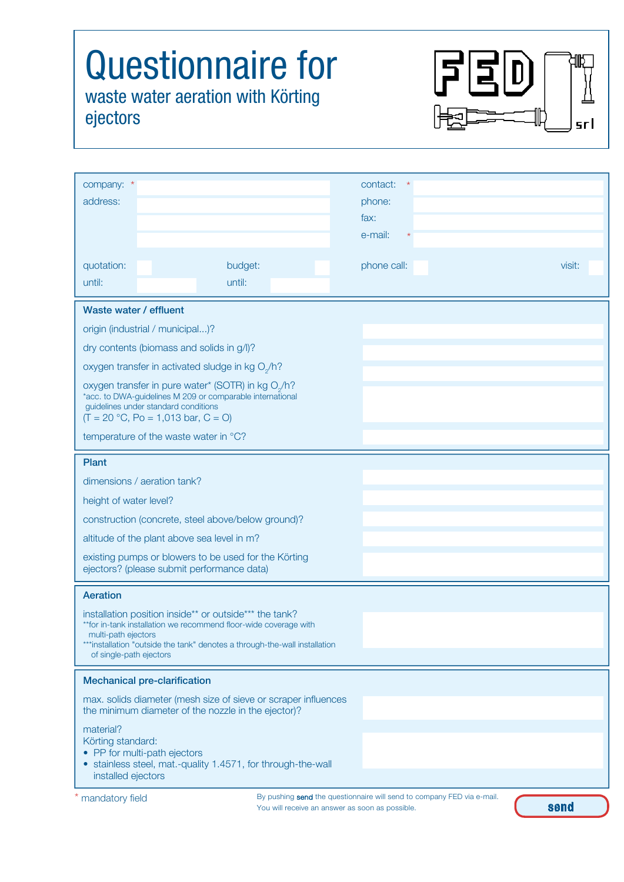# Questionnaire for

## waste water aeration with Körting ejectors

FED srl

| | | | |
|---|---|---|---|
| company: * | | contact: * | |
| address: | | phone: | |
| | | fax: | |
| | | e-mail: * | |
| quotation: | budget: | phone call: | visit: |
| until: | until: | | |

### Waste water / effluent

| | |
|---|---|
| origin (industrial / municipal...)? | |
| dry contents (biomass and solids in g/l)? | |
| oxygen transfer in activated sludge in kg $O_2$/h? | |
| oxygen transfer in pure water* (SOTR) in kg $O_2$/h?<br>*acc. to DWA-guidelines M 209 or comparable international guidelines under standard conditions<br>(T = 20 °C, Po = 1,013 bar, C = O) | |
| temperature of the waste water in °C? | |

### Plant

| | |
|---|---|
| dimensions / aeration tank? | |
| height of water level? | |
| construction (concrete, steel above/below ground)? | |
| altitude of the plant above sea level in m? | |
| existing pumps or blowers to be used for the Körting ejectors? (please submit performance data) | |

### Aeration

| | |
|---|---|
| installation position inside** or outside*** the tank?<br>**for in-tank installation we recommend floor-wide coverage with multi-path ejectors<br>***installation "outside the tank" denotes a through-the-wall installation of single-path ejectors | |

### Mechanical pre-clarification

| | |
|---|---|
| max. solids diameter (mesh size of sieve or scraper influences the minimum diameter of the nozzle in the ejector)? | |
| material?<br>Körting standard:<br>• PP for multi-path ejectors<br>• stainless steel, mat.-quality 1.4571, for through-the-wall installed ejectors | |

* mandatory field

By pushing **send** the questionnaire will send to company FED via e-mail.
You will receive an answer as soon as possible.

send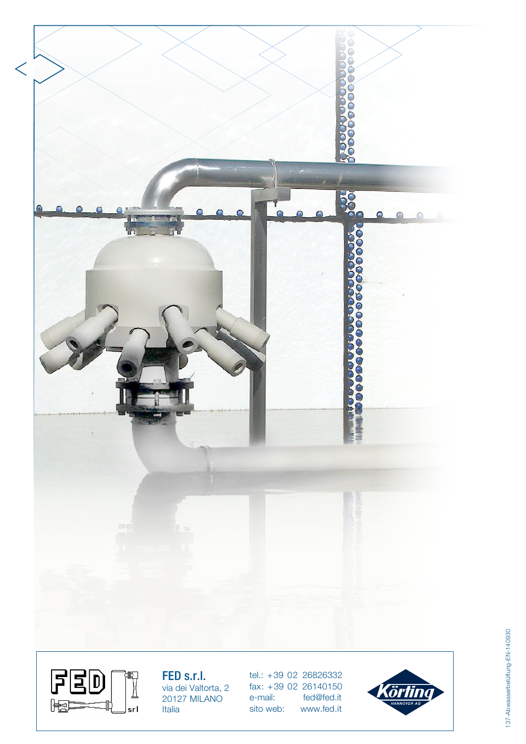**FED s.r.l.**
via dei Valtorta, 2
20127 MILANO
Italia

tel.: +39 02 26826332
fax: +39 02 26140150
e-mail: fed@fed.it
sito web: www.fed.it

137-Abwasserbelüftung-EN-140930